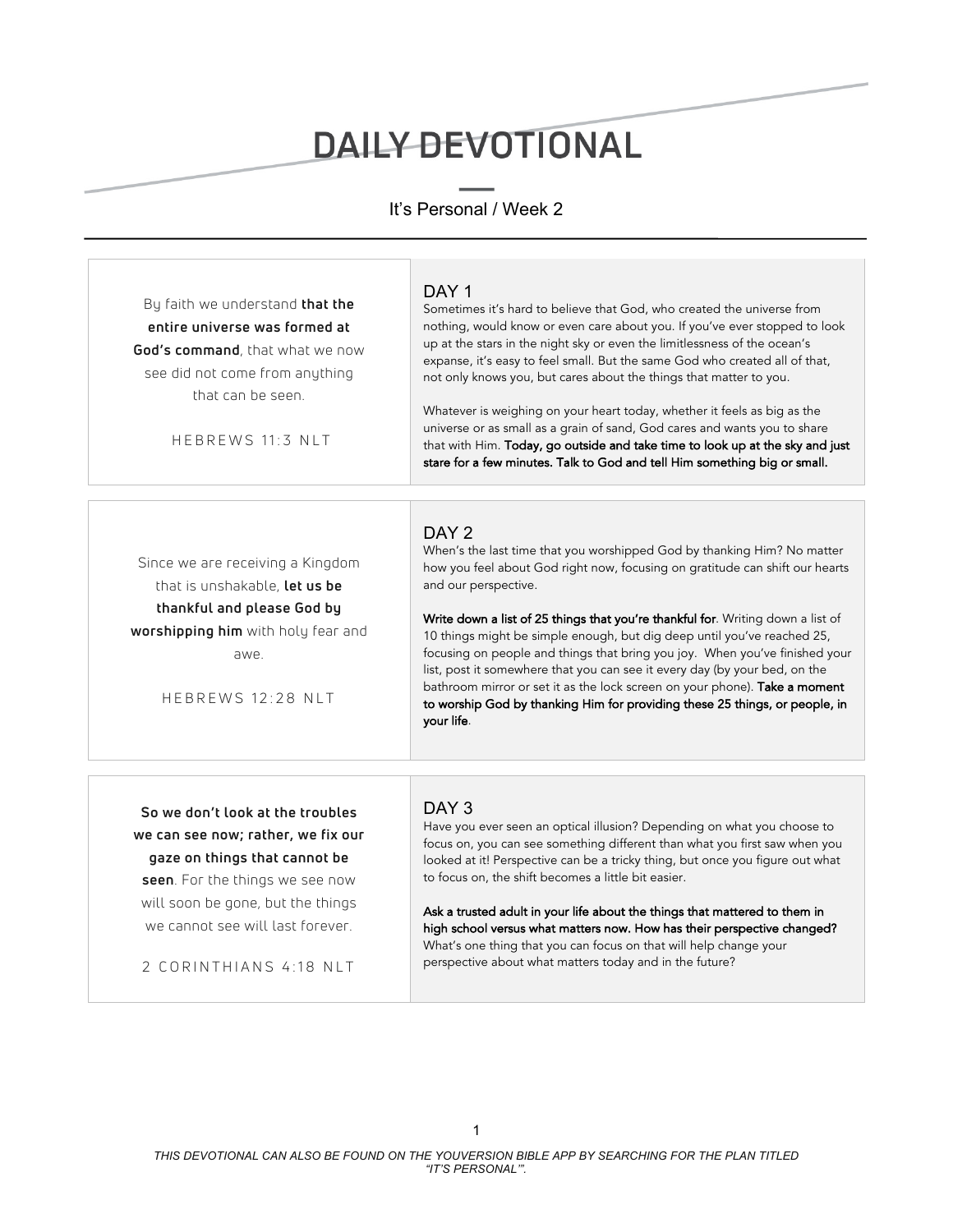# DAILY DEVOTIONAL

It's Personal / Week 2

---

By faith we understand **that the entire universe was formed at God's command**, that what we now see did not come from anything that can be seen.

HEBREWS 11:3 NLT

## DAY 1

Sometimes it's hard to believe that God, who created the universe from nothing, would know or even care about you. If you've ever stopped to look up at the stars in the night sky or even the limitlessness of the ocean's expanse, it's easy to feel small. But the same God who created all of that, not only knows you, but cares about the things that matter to you.

Whatever is weighing on your heart today, whether it feels as big as the universe or as small as a grain of sand, God cares and wants you to share that with Him. **Today, go outside and take time to look up at the sky and just stare for a few minutes. Talk to God and tell Him something big or small.**

---

Since we are receiving a Kingdom that is unshakable, **let us be thankful and please God by worshipping him** with holy fear and awe.

HEBREWS 12:28 NLT

## DAY 2

When's the last time that you worshipped God by thanking Him? No matter how you feel about God right now, focusing on gratitude can shift our hearts and our perspective.

**Write down a list of 25 things that you're thankful for**. Writing down a list of 10 things might be simple enough, but dig deep until you've reached 25, focusing on people and things that bring you joy. When you've finished your list, post it somewhere that you can see it every day (by your bed, on the bathroom mirror or set it as the lock screen on your phone). **Take a moment to worship God by thanking Him for providing these 25 things, or people, in your life**.

---

**So we don't look at the troubles we can see now; rather, we fix our gaze on things that cannot be seen**. For the things we see now will soon be gone, but the things we cannot see will last forever.

2 CORINTHIANS 4:18 NLT

## DAY 3

Have you ever seen an optical illusion? Depending on what you choose to focus on, you can see something different than what you first saw when you looked at it! Perspective can be a tricky thing, but once you figure out what to focus on, the shift becomes a little bit easier.

**Ask a trusted adult in your life about the things that mattered to them in high school versus what matters now. How has their perspective changed?** What's one thing that you can focus on that will help change your perspective about what matters today and in the future?

*THIS DEVOTIONAL CAN ALSO BE FOUND ON THE YOUVERSION BIBLE APP BY SEARCHING FOR THE PLAN TITLED "IT'S PERSONAL"'.*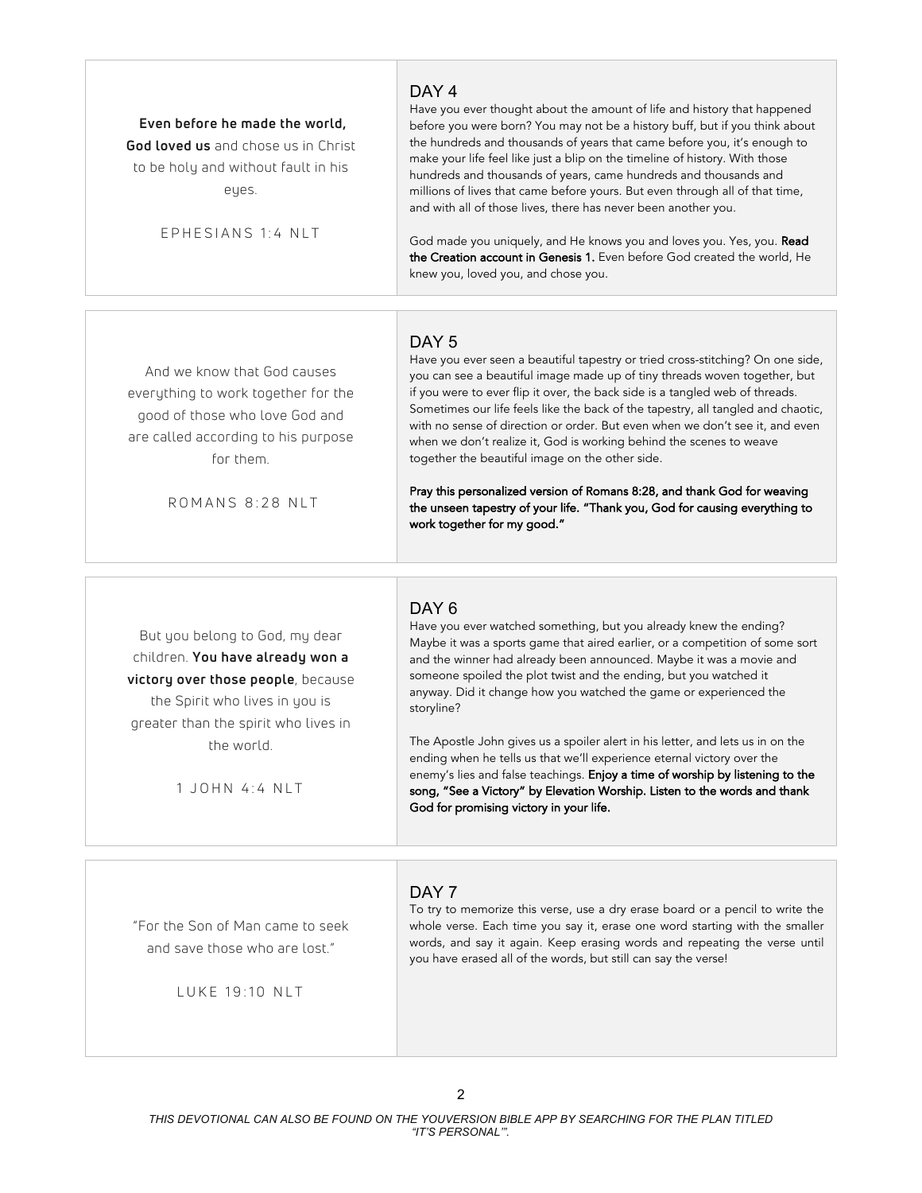**Even before he made the world, God loved us** and chose us in Christ to be holy and without fault in his eyes.

EPHESIANS 1:4 NLT

## DAY 4

Have you ever thought about the amount of life and history that happened before you were born? You may not be a history buff, but if you think about the hundreds and thousands of years that came before you, it's enough to make your life feel like just a blip on the timeline of history. With those hundreds and thousands of years, came hundreds and thousands and millions of lives that came before yours. But even through all of that time, and with all of those lives, there has never been another you.

God made you uniquely, and He knows you and loves you. Yes, you. **Read the Creation account in Genesis 1.** Even before God created the world, He knew you, loved you, and chose you.

And we know that God causes everything to work together for the good of those who love God and are called according to his purpose for them.

ROMANS 8:28 NLT

## DAY 5

Have you ever seen a beautiful tapestry or tried cross-stitching? On one side, you can see a beautiful image made up of tiny threads woven together, but if you were to ever flip it over, the back side is a tangled web of threads. Sometimes our life feels like the back of the tapestry, all tangled and chaotic, with no sense of direction or order. But even when we don't see it, and even when we don't realize it, God is working behind the scenes to weave together the beautiful image on the other side.

**Pray this personalized version of Romans 8:28, and thank God for weaving the unseen tapestry of your life. "Thank you, God for causing everything to work together for my good."**

But you belong to God, my dear children. **You have already won a victory over those people**, because the Spirit who lives in you is greater than the spirit who lives in the world.

1 JOHN 4:4 NLT

## DAY 6

Have you ever watched something, but you already knew the ending? Maybe it was a sports game that aired earlier, or a competition of some sort and the winner had already been announced. Maybe it was a movie and someone spoiled the plot twist and the ending, but you watched it anyway. Did it change how you watched the game or experienced the storyline?

The Apostle John gives us a spoiler alert in his letter, and lets us in on the ending when he tells us that we'll experience eternal victory over the enemy's lies and false teachings. **Enjoy a time of worship by listening to the song, "See a Victory" by Elevation Worship. Listen to the words and thank God for promising victory in your life.**

"For the Son of Man came to seek and save those who are lost."

LUKE 19:10 NLT

## DAY 7

To try to memorize this verse, use a dry erase board or a pencil to write the whole verse. Each time you say it, erase one word starting with the smaller words, and say it again. Keep erasing words and repeating the verse until you have erased all of the words, but still can say the verse!

*THIS DEVOTIONAL CAN ALSO BE FOUND ON THE YOUVERSION BIBLE APP BY SEARCHING FOR THE PLAN TITLED "IT'S PERSONAL'".*